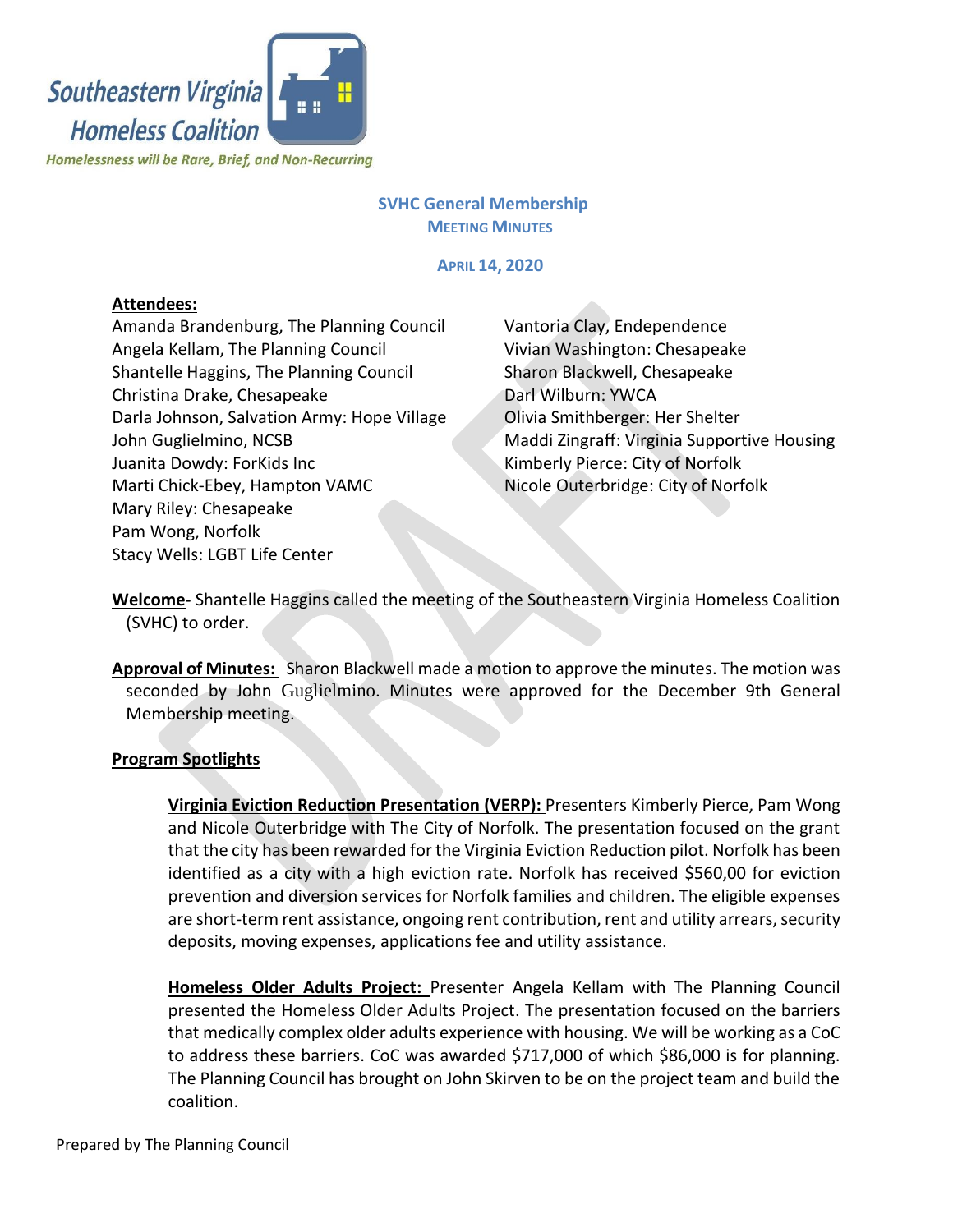Southeastern Virginia Homeless Coalition

*Homelessness will be Rare, Brief, and Non-Recurring*

## SVHC General Membership
### Meeting Minutes

**April 14, 2020**

**Attendees:**

Amanda Brandenburg, The Planning Council
Angela Kellam, The Planning Council
Shantelle Haggins, The Planning Council
Christina Drake, Chesapeake
Darla Johnson, Salvation Army: Hope Village
John Guglielmino, NCSB
Juanita Dowdy: ForKids Inc
Marti Chick-Ebey, Hampton VAMC
Mary Riley: Chesapeake
Pam Wong, Norfolk
Stacy Wells: LGBT Life Center
Vantoria Clay, Independence
Vivian Washington: Chesapeake
Sharon Blackwell, Chesapeake
Darl Wilburn: YWCA
Olivia Smithberger: Her Shelter
Maddi Zingraff: Virginia Supportive Housing
Kimberly Pierce: City of Norfolk
Nicole Outerbridge: City of Norfolk

**Welcome-** Shantelle Haggins called the meeting of the Southeastern Virginia Homeless Coalition (SVHC) to order.

**Approval of Minutes:** Sharon Blackwell made a motion to approve the minutes. The motion was seconded by John Guglielmino. Minutes were approved for the December 9th General Membership meeting.

**Program Spotlights**

**Virginia Eviction Reduction Presentation (VERP):** Presenters Kimberly Pierce, Pam Wong and Nicole Outerbridge with The City of Norfolk. The presentation focused on the grant that the city has been rewarded for the Virginia Eviction Reduction pilot. Norfolk has been identified as a city with a high eviction rate. Norfolk has received $560,00 for eviction prevention and diversion services for Norfolk families and children. The eligible expenses are short-term rent assistance, ongoing rent contribution, rent and utility arrears, security deposits, moving expenses, applications fee and utility assistance.

**Homeless Older Adults Project:** Presenter Angela Kellam with The Planning Council presented the Homeless Older Adults Project. The presentation focused on the barriers that medically complex older adults experience with housing. We will be working as a CoC to address these barriers. CoC was awarded $717,000 of which $86,000 is for planning. The Planning Council has brought on John Skirven to be on the project team and build the coalition.

Prepared by The Planning Council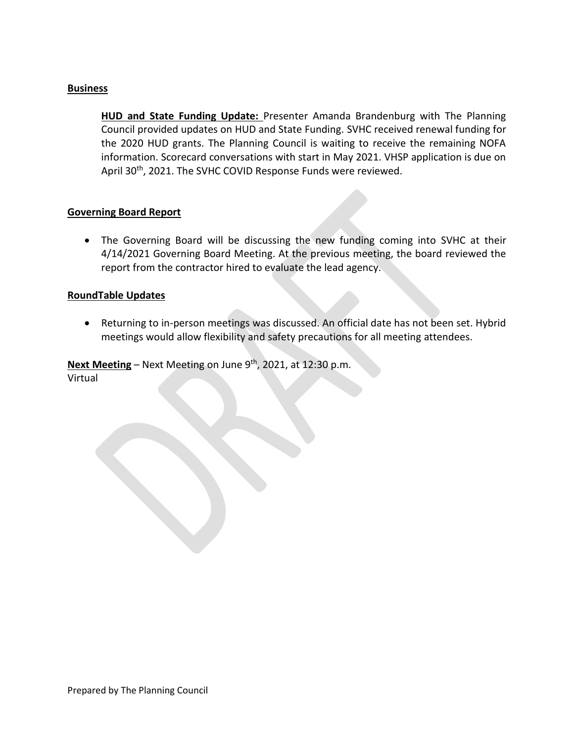**Business**

**HUD and State Funding Update:** Presenter Amanda Brandenburg with The Planning Council provided updates on HUD and State Funding. SVHC received renewal funding for the 2020 HUD grants. The Planning Council is waiting to receive the remaining NOFA information. Scorecard conversations with start in May 2021. VHSP application is due on April 30th, 2021. The SVHC COVID Response Funds were reviewed.

**Governing Board Report**

- The Governing Board will be discussing the new funding coming into SVHC at their 4/14/2021 Governing Board Meeting. At the previous meeting, the board reviewed the report from the contractor hired to evaluate the lead agency.

**RoundTable Updates**

- Returning to in-person meetings was discussed. An official date has not been set. Hybrid meetings would allow flexibility and safety precautions for all meeting attendees.

**Next Meeting** – Next Meeting on June 9th, 2021, at 12:30 p.m.
Virtual

Prepared by The Planning Council